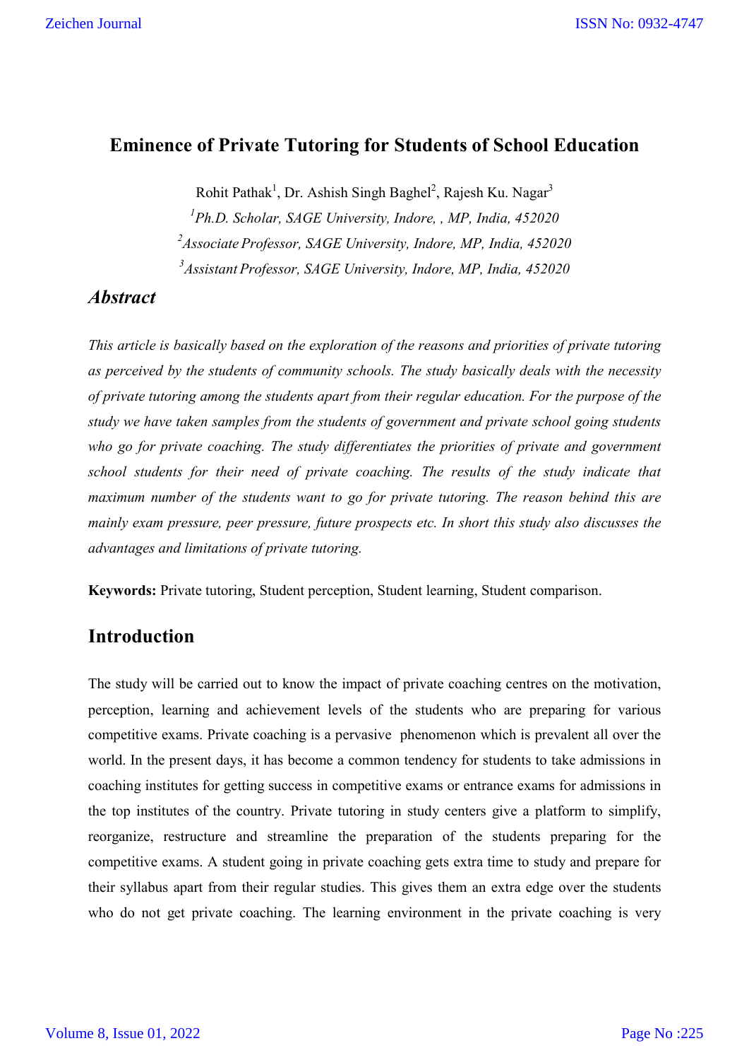# Eminence of Private Tutoring for Students of School Education

Rohit Pathak[1], Dr. Ashish Singh Baghel[2], Rajesh Ku. Nagar[3]

[1]*Ph.D. Scholar, SAGE University, Indore, , MP, India, 452020*

[2]*Associate Professor, SAGE University, Indore, MP, India, 452020*

[3]*Assistant Professor, SAGE University, Indore, MP, India, 452020*

## *Abstract*

*This article is basically based on the exploration of the reasons and priorities of private tutoring as perceived by the students of community schools. The study basically deals with the necessity of private tutoring among the students apart from their regular education. For the purpose of the study we have taken samples from the students of government and private school going students who go for private coaching. The study differentiates the priorities of private and government school students for their need of private coaching. The results of the study indicate that maximum number of the students want to go for private tutoring. The reason behind this are mainly exam pressure, peer pressure, future prospects etc. In short this study also discusses the advantages and limitations of private tutoring.*

**Keywords:** Private tutoring, Student perception, Student learning, Student comparison.

## Introduction

The study will be carried out to know the impact of private coaching centres on the motivation, perception, learning and achievement levels of the students who are preparing for various competitive exams. Private coaching is a pervasive phenomenon which is prevalent all over the world. In the present days, it has become a common tendency for students to take admissions in coaching institutes for getting success in competitive exams or entrance exams for admissions in the top institutes of the country. Private tutoring in study centers give a platform to simplify, reorganize, restructure and streamline the preparation of the students preparing for the competitive exams. A student going in private coaching gets extra time to study and prepare for their syllabus apart from their regular studies. This gives them an extra edge over the students who do not get private coaching. The learning environment in the private coaching is very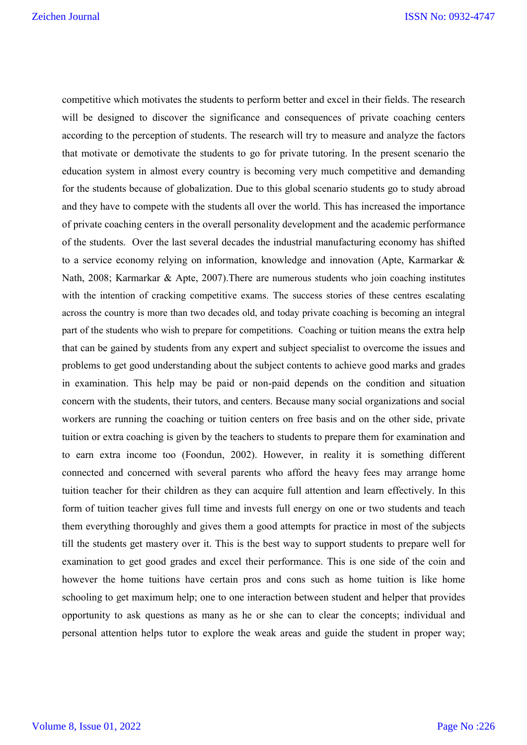competitive which motivates the students to perform better and excel in their fields. The research will be designed to discover the significance and consequences of private coaching centers according to the perception of students. The research will try to measure and analyze the factors that motivate or demotivate the students to go for private tutoring. In the present scenario the education system in almost every country is becoming very much competitive and demanding for the students because of globalization. Due to this global scenario students go to study abroad and they have to compete with the students all over the world. This has increased the importance of private coaching centers in the overall personality development and the academic performance of the students. Over the last several decades the industrial manufacturing economy has shifted to a service economy relying on information, knowledge and innovation (Apte, Karmarkar & Nath, 2008; Karmarkar & Apte, 2007).There are numerous students who join coaching institutes with the intention of cracking competitive exams. The success stories of these centres escalating across the country is more than two decades old, and today private coaching is becoming an integral part of the students who wish to prepare for competitions. Coaching or tuition means the extra help that can be gained by students from any expert and subject specialist to overcome the issues and problems to get good understanding about the subject contents to achieve good marks and grades in examination. This help may be paid or non-paid depends on the condition and situation concern with the students, their tutors, and centers. Because many social organizations and social workers are running the coaching or tuition centers on free basis and on the other side, private tuition or extra coaching is given by the teachers to students to prepare them for examination and to earn extra income too (Foondun, 2002). However, in reality it is something different connected and concerned with several parents who afford the heavy fees may arrange home tuition teacher for their children as they can acquire full attention and learn effectively. In this form of tuition teacher gives full time and invests full energy on one or two students and teach them everything thoroughly and gives them a good attempts for practice in most of the subjects till the students get mastery over it. This is the best way to support students to prepare well for examination to get good grades and excel their performance. This is one side of the coin and however the home tuitions have certain pros and cons such as home tuition is like home schooling to get maximum help; one to one interaction between student and helper that provides opportunity to ask questions as many as he or she can to clear the concepts; individual and personal attention helps tutor to explore the weak areas and guide the student in proper way;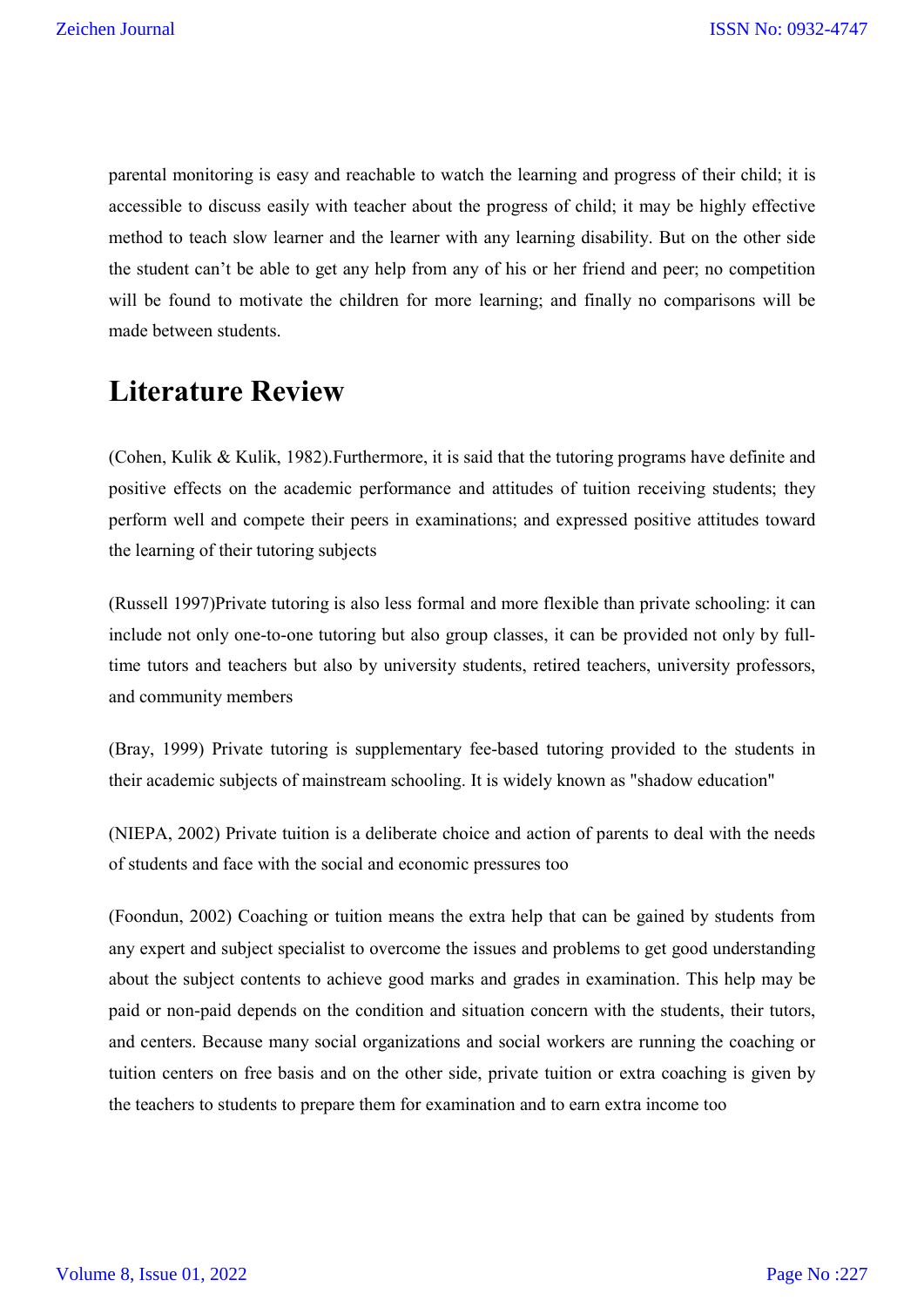parental monitoring is easy and reachable to watch the learning and progress of their child; it is accessible to discuss easily with teacher about the progress of child; it may be highly effective method to teach slow learner and the learner with any learning disability. But on the other side the student can't be able to get any help from any of his or her friend and peer; no competition will be found to motivate the children for more learning; and finally no comparisons will be made between students.

# Literature Review

(Cohen, Kulik & Kulik, 1982).Furthermore, it is said that the tutoring programs have definite and positive effects on the academic performance and attitudes of tuition receiving students; they perform well and compete their peers in examinations; and expressed positive attitudes toward the learning of their tutoring subjects

(Russell 1997)Private tutoring is also less formal and more flexible than private schooling: it can include not only one-to-one tutoring but also group classes, it can be provided not only by full-time tutors and teachers but also by university students, retired teachers, university professors, and community members

(Bray, 1999) Private tutoring is supplementary fee-based tutoring provided to the students in their academic subjects of mainstream schooling. It is widely known as "shadow education"

(NIEPA, 2002) Private tuition is a deliberate choice and action of parents to deal with the needs of students and face with the social and economic pressures too

(Foondun, 2002) Coaching or tuition means the extra help that can be gained by students from any expert and subject specialist to overcome the issues and problems to get good understanding about the subject contents to achieve good marks and grades in examination. This help may be paid or non-paid depends on the condition and situation concern with the students, their tutors, and centers. Because many social organizations and social workers are running the coaching or tuition centers on free basis and on the other side, private tuition or extra coaching is given by the teachers to students to prepare them for examination and to earn extra income too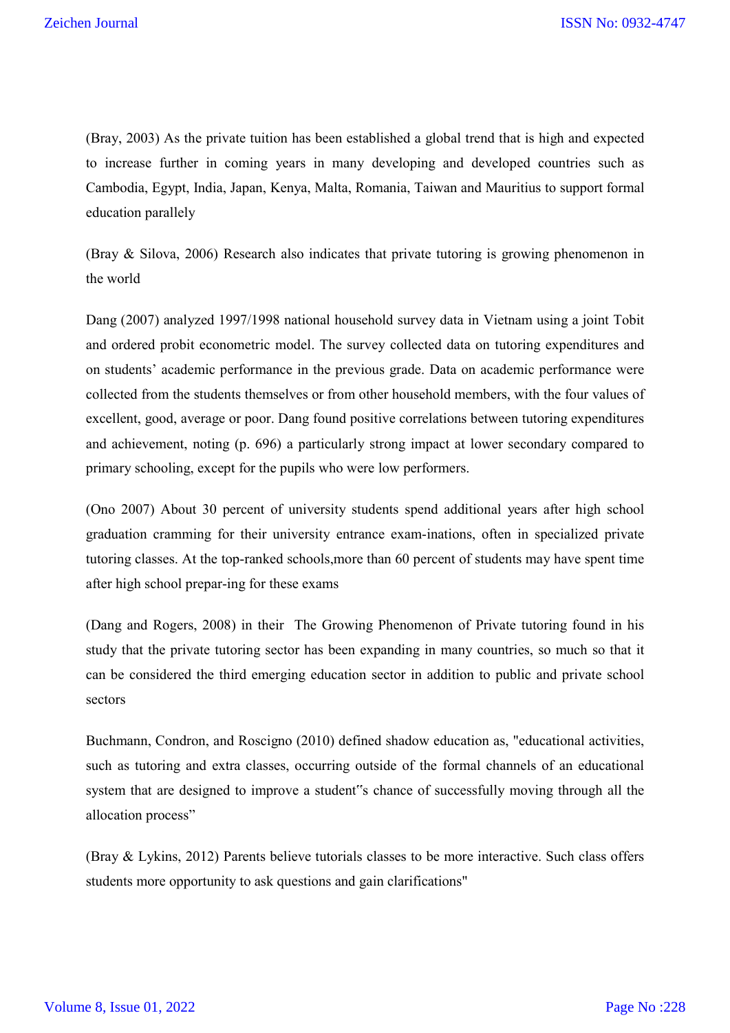(Bray, 2003) As the private tuition has been established a global trend that is high and expected to increase further in coming years in many developing and developed countries such as Cambodia, Egypt, India, Japan, Kenya, Malta, Romania, Taiwan and Mauritius to support formal education parallely

(Bray & Silova, 2006) Research also indicates that private tutoring is growing phenomenon in the world

Dang (2007) analyzed 1997/1998 national household survey data in Vietnam using a joint Tobit and ordered probit econometric model. The survey collected data on tutoring expenditures and on students' academic performance in the previous grade. Data on academic performance were collected from the students themselves or from other household members, with the four values of excellent, good, average or poor. Dang found positive correlations between tutoring expenditures and achievement, noting (p. 696) a particularly strong impact at lower secondary compared to primary schooling, except for the pupils who were low performers.

(Ono 2007) About 30 percent of university students spend additional years after high school graduation cramming for their university entrance exam-inations, often in specialized private tutoring classes. At the top-ranked schools,more than 60 percent of students may have spent time after high school prepar-ing for these exams

(Dang and Rogers, 2008) in their The Growing Phenomenon of Private tutoring found in his study that the private tutoring sector has been expanding in many countries, so much so that it can be considered the third emerging education sector in addition to public and private school sectors

Buchmann, Condron, and Roscigno (2010) defined shadow education as, "educational activities, such as tutoring and extra classes, occurring outside of the formal channels of an educational system that are designed to improve a student"s chance of successfully moving through all the allocation process"

(Bray & Lykins, 2012) Parents believe tutorials classes to be more interactive. Such class offers students more opportunity to ask questions and gain clarifications"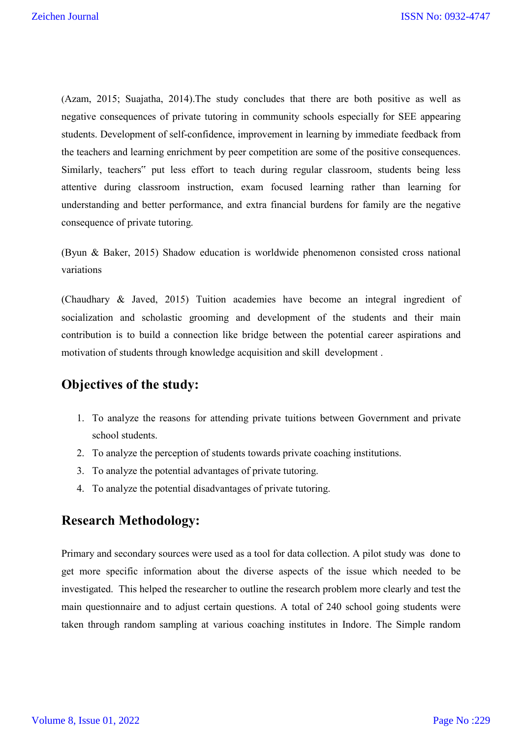(Azam, 2015; Suajatha, 2014).The study concludes that there are both positive as well as negative consequences of private tutoring in community schools especially for SEE appearing students. Development of self-confidence, improvement in learning by immediate feedback from the teachers and learning enrichment by peer competition are some of the positive consequences. Similarly, teachers" put less effort to teach during regular classroom, students being less attentive during classroom instruction, exam focused learning rather than learning for understanding and better performance, and extra financial burdens for family are the negative consequence of private tutoring.

(Byun & Baker, 2015) Shadow education is worldwide phenomenon consisted cross national variations

(Chaudhary & Javed, 2015) Tuition academies have become an integral ingredient of socialization and scholastic grooming and development of the students and their main contribution is to build a connection like bridge between the potential career aspirations and motivation of students through knowledge acquisition and skill development .

## Objectives of the study:

1. To analyze the reasons for attending private tuitions between Government and private school students.
2. To analyze the perception of students towards private coaching institutions.
3. To analyze the potential advantages of private tutoring.
4. To analyze the potential disadvantages of private tutoring.

## Research Methodology:

Primary and secondary sources were used as a tool for data collection. A pilot study was done to get more specific information about the diverse aspects of the issue which needed to be investigated. This helped the researcher to outline the research problem more clearly and test the main questionnaire and to adjust certain questions. A total of 240 school going students were taken through random sampling at various coaching institutes in Indore. The Simple random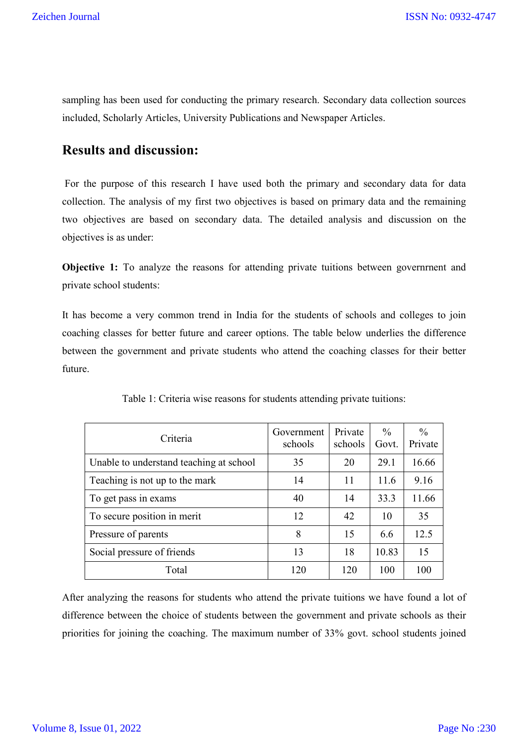sampling has been used for conducting the primary research. Secondary data collection sources included, Scholarly Articles, University Publications and Newspaper Articles.

## Results and discussion:

For the purpose of this research I have used both the primary and secondary data for data collection. The analysis of my first two objectives is based on primary data and the remaining two objectives are based on secondary data. The detailed analysis and discussion on the objectives is as under:

**Objective 1:** To analyze the reasons for attending private tuitions between governrnent and private school students:

It has become a very common trend in India for the students of schools and colleges to join coaching classes for better future and career options. The table below underlies the difference between the government and private students who attend the coaching classes for their better future.

Table 1: Criteria wise reasons for students attending private tuitions:

| Criteria | Government schools | Private schools | % Govt. | % Private |
|---|---|---|---|---|
| Unable to understand teaching at school | 35 | 20 | 29.1 | 16.66 |
| Teaching is not up to the mark | 14 | 11 | 11.6 | 9.16 |
| To get pass in exams | 40 | 14 | 33.3 | 11.66 |
| To secure position in merit | 12 | 42 | 10 | 35 |
| Pressure of parents | 8 | 15 | 6.6 | 12.5 |
| Social pressure of friends | 13 | 18 | 10.83 | 15 |
| Total | 120 | 120 | 100 | 100 |

After analyzing the reasons for students who attend the private tuitions we have found a lot of difference between the choice of students between the government and private schools as their priorities for joining the coaching. The maximum number of 33% govt. school students joined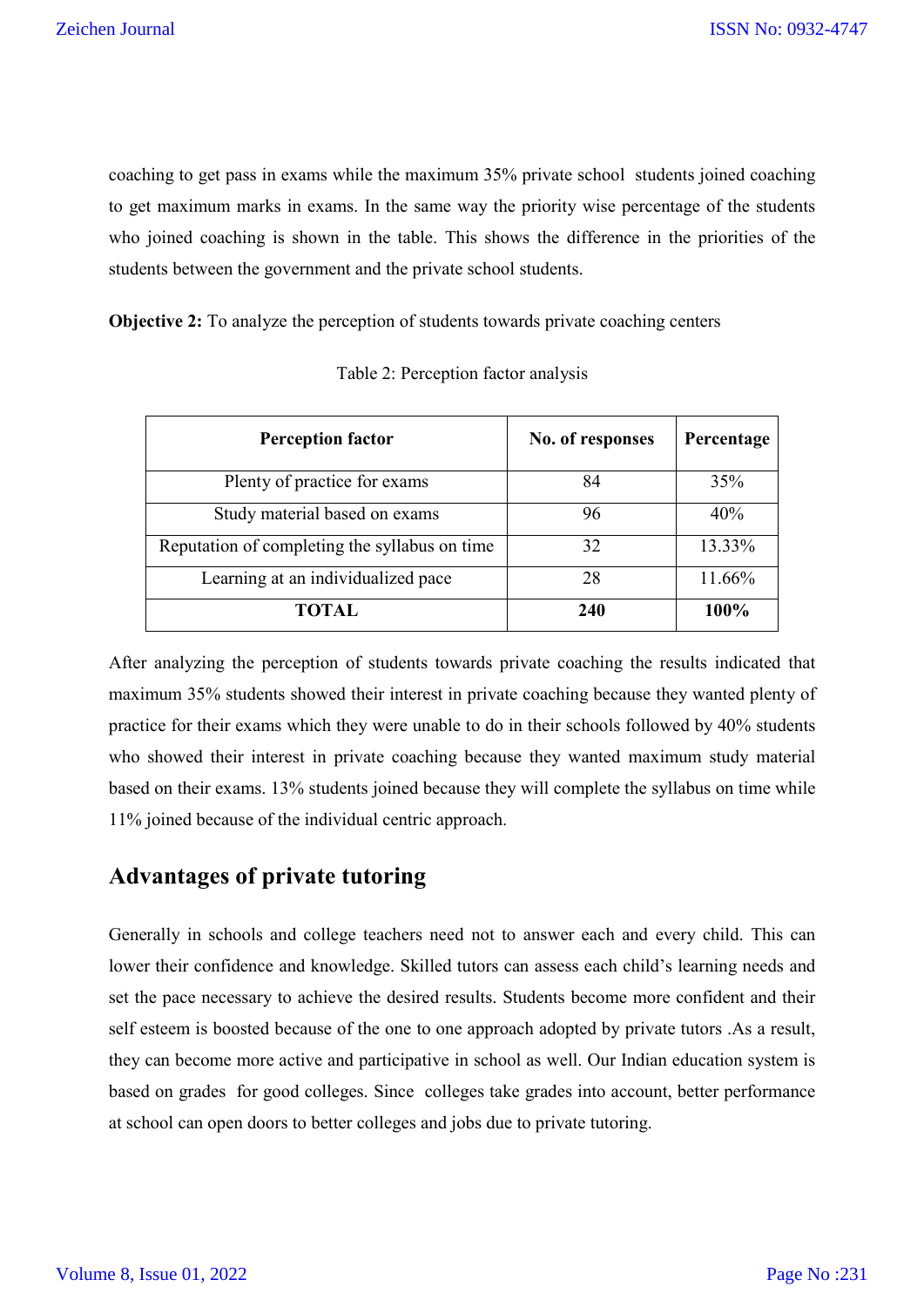coaching to get pass in exams while the maximum 35% private school students joined coaching to get maximum marks in exams. In the same way the priority wise percentage of the students who joined coaching is shown in the table. This shows the difference in the priorities of the students between the government and the private school students.

**Objective 2:** To analyze the perception of students towards private coaching centers

Table 2: Perception factor analysis

| Perception factor | No. of responses | Percentage |
|---|---|---|
| Plenty of practice for exams | 84 | 35% |
| Study material based on exams | 96 | 40% |
| Reputation of completing the syllabus on time | 32 | 13.33% |
| Learning at an individualized pace | 28 | 11.66% |
| **TOTAL** | **240** | **100%** |

After analyzing the perception of students towards private coaching the results indicated that maximum 35% students showed their interest in private coaching because they wanted plenty of practice for their exams which they were unable to do in their schools followed by 40% students who showed their interest in private coaching because they wanted maximum study material based on their exams. 13% students joined because they will complete the syllabus on time while 11% joined because of the individual centric approach.

## Advantages of private tutoring

Generally in schools and college teachers need not to answer each and every child. This can lower their confidence and knowledge. Skilled tutors can assess each child's learning needs and set the pace necessary to achieve the desired results. Students become more confident and their self esteem is boosted because of the one to one approach adopted by private tutors .As a result, they can become more active and participative in school as well. Our Indian education system is based on grades for good colleges. Since colleges take grades into account, better performance at school can open doors to better colleges and jobs due to private tutoring.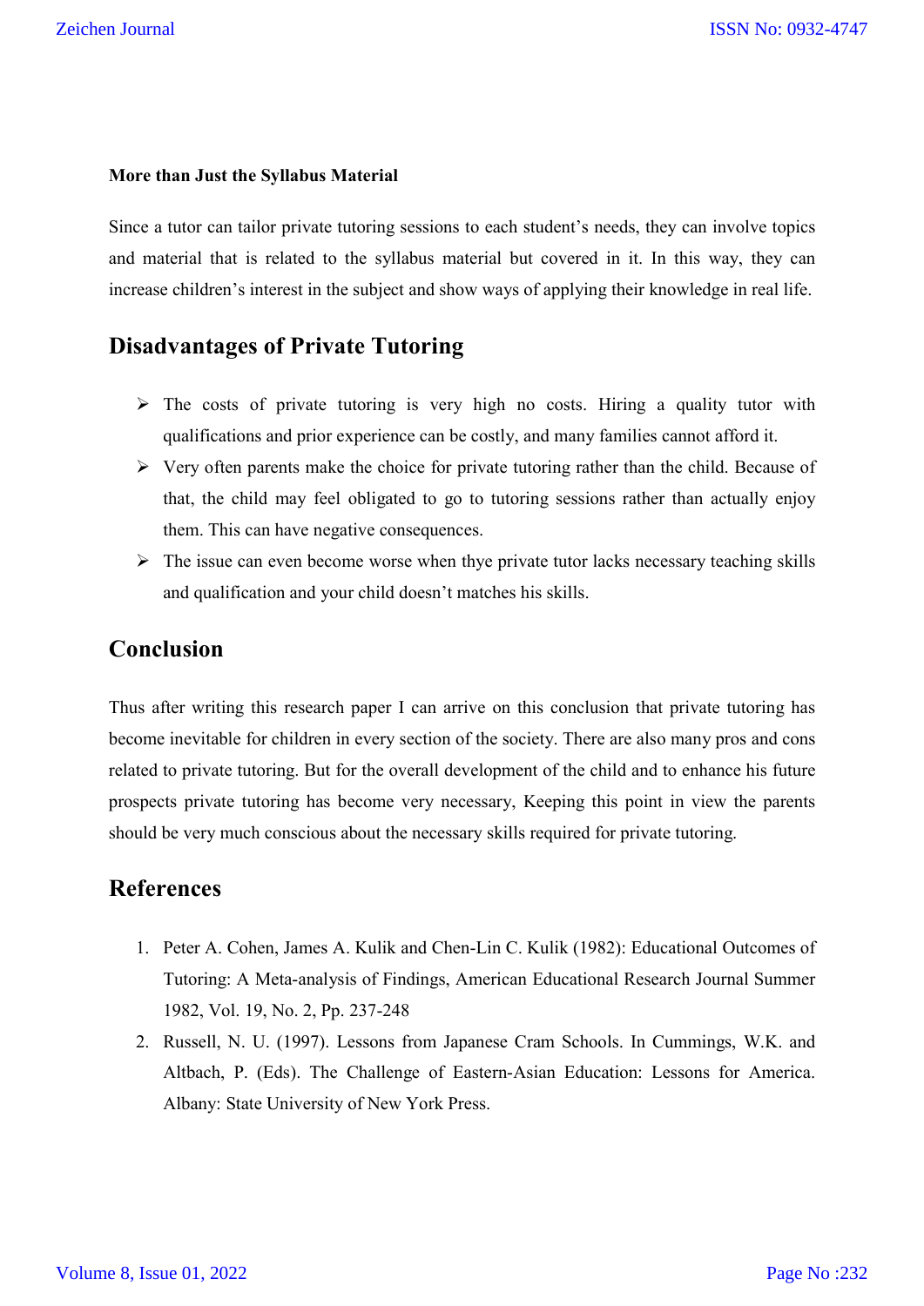**More than Just the Syllabus Material**

Since a tutor can tailor private tutoring sessions to each student's needs, they can involve topics and material that is related to the syllabus material but covered in it. In this way, they can increase children's interest in the subject and show ways of applying their knowledge in real life.

## Disadvantages of Private Tutoring

- The costs of private tutoring is very high no costs. Hiring a quality tutor with qualifications and prior experience can be costly, and many families cannot afford it.
- Very often parents make the choice for private tutoring rather than the child. Because of that, the child may feel obligated to go to tutoring sessions rather than actually enjoy them. This can have negative consequences.
- The issue can even become worse when thye private tutor lacks necessary teaching skills and qualification and your child doesn't matches his skills.

## Conclusion

Thus after writing this research paper I can arrive on this conclusion that private tutoring has become inevitable for children in every section of the society. There are also many pros and cons related to private tutoring. But for the overall development of the child and to enhance his future prospects private tutoring has become very necessary, Keeping this point in view the parents should be very much conscious about the necessary skills required for private tutoring.

## References

1. Peter A. Cohen, James A. Kulik and Chen-Lin C. Kulik (1982): Educational Outcomes of Tutoring: A Meta-analysis of Findings, American Educational Research Journal Summer 1982, Vol. 19, No. 2, Pp. 237-248
2. Russell, N. U. (1997). Lessons from Japanese Cram Schools. In Cummings, W.K. and Altbach, P. (Eds). The Challenge of Eastern-Asian Education: Lessons for America. Albany: State University of New York Press.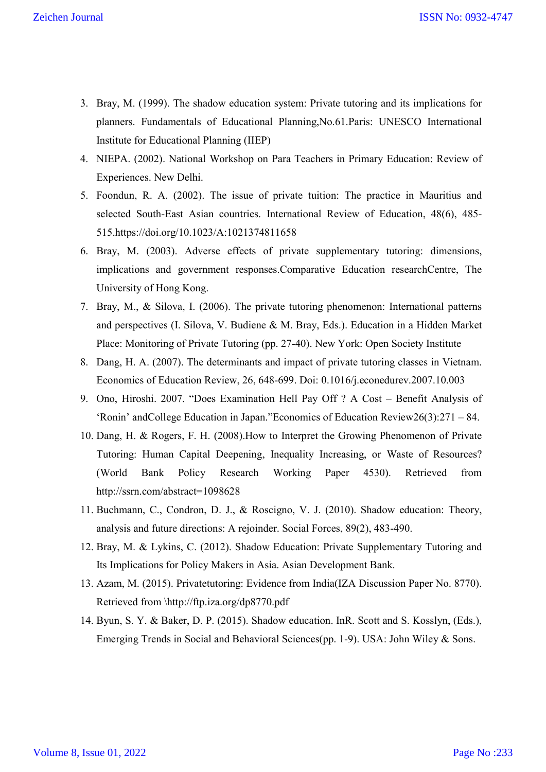3. Bray, M. (1999). The shadow education system: Private tutoring and its implications for planners. Fundamentals of Educational Planning,No.61.Paris: UNESCO International Institute for Educational Planning (IIEP)
4. NIEPA. (2002). National Workshop on Para Teachers in Primary Education: Review of Experiences. New Delhi.
5. Foondun, R. A. (2002). The issue of private tuition: The practice in Mauritius and selected South-East Asian countries. International Review of Education, 48(6), 485-515.https://doi.org/10.1023/A:1021374811658
6. Bray, M. (2003). Adverse effects of private supplementary tutoring: dimensions, implications and government responses.Comparative Education researchCentre, The University of Hong Kong.
7. Bray, M., & Silova, I. (2006). The private tutoring phenomenon: International patterns and perspectives (I. Silova, V. Budiene & M. Bray, Eds.). Education in a Hidden Market Place: Monitoring of Private Tutoring (pp. 27-40). New York: Open Society Institute
8. Dang, H. A. (2007). The determinants and impact of private tutoring classes in Vietnam. Economics of Education Review, 26, 648-699. Doi: 0.1016/j.econedurev.2007.10.003
9. Ono, Hiroshi. 2007. "Does Examination Hell Pay Off ? A Cost – Benefit Analysis of 'Ronin' andCollege Education in Japan."Economics of Education Review26(3):271 – 84.
10. Dang, H. & Rogers, F. H. (2008).How to Interpret the Growing Phenomenon of Private Tutoring: Human Capital Deepening, Inequality Increasing, or Waste of Resources? (World Bank Policy Research Working Paper 4530). Retrieved from http://ssrn.com/abstract=1098628
11. Buchmann, C., Condron, D. J., & Roscigno, V. J. (2010). Shadow education: Theory, analysis and future directions: A rejoinder. Social Forces, 89(2), 483-490.
12. Bray, M. & Lykins, C. (2012). Shadow Education: Private Supplementary Tutoring and Its Implications for Policy Makers in Asia. Asian Development Bank.
13. Azam, M. (2015). Privatetutoring: Evidence from India(IZA Discussion Paper No. 8770). Retrieved from \http://ftp.iza.org/dp8770.pdf
14. Byun, S. Y. & Baker, D. P. (2015). Shadow education. InR. Scott and S. Kosslyn, (Eds.), Emerging Trends in Social and Behavioral Sciences(pp. 1-9). USA: John Wiley & Sons.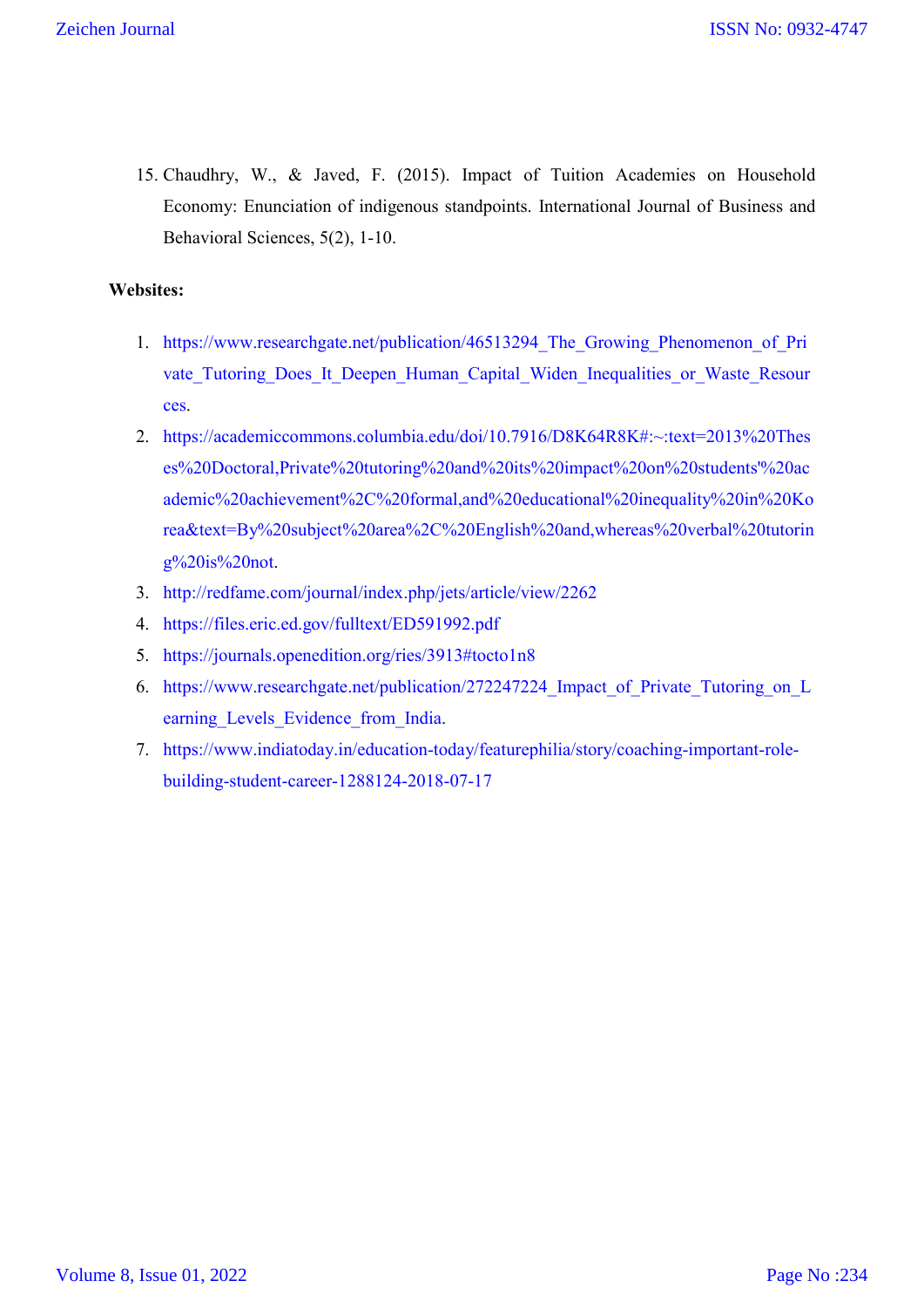15. Chaudhry, W., & Javed, F. (2015). Impact of Tuition Academies on Household Economy: Enunciation of indigenous standpoints. International Journal of Business and Behavioral Sciences, 5(2), 1-10.

**Websites:**

1. https://www.researchgate.net/publication/46513294_The_Growing_Phenomenon_of_Private_Tutoring_Does_It_Deepen_Human_Capital_Widen_Inequalities_or_Waste_Resources.
2. https://academiccommons.columbia.edu/doi/10.7916/D8K64R8K#:~:text=2013%20Theses%20Doctoral,Private%20tutoring%20and%20its%20impact%20on%20students'%20academic%20achievement%2C%20formal,and%20educational%20inequality%20in%20Korea&text=By%20subject%20area%2C%20English%20and,whereas%20verbal%20tutoring%20is%20not.
3. http://redfame.com/journal/index.php/jets/article/view/2262
4. https://files.eric.ed.gov/fulltext/ED591992.pdf
5. https://journals.openedition.org/ries/3913#tocto1n8
6. https://www.researchgate.net/publication/272247224_Impact_of_Private_Tutoring_on_Learning_Levels_Evidence_from_India.
7. https://www.indiatoday.in/education-today/featurephilia/story/coaching-important-role-building-student-career-1288124-2018-07-17